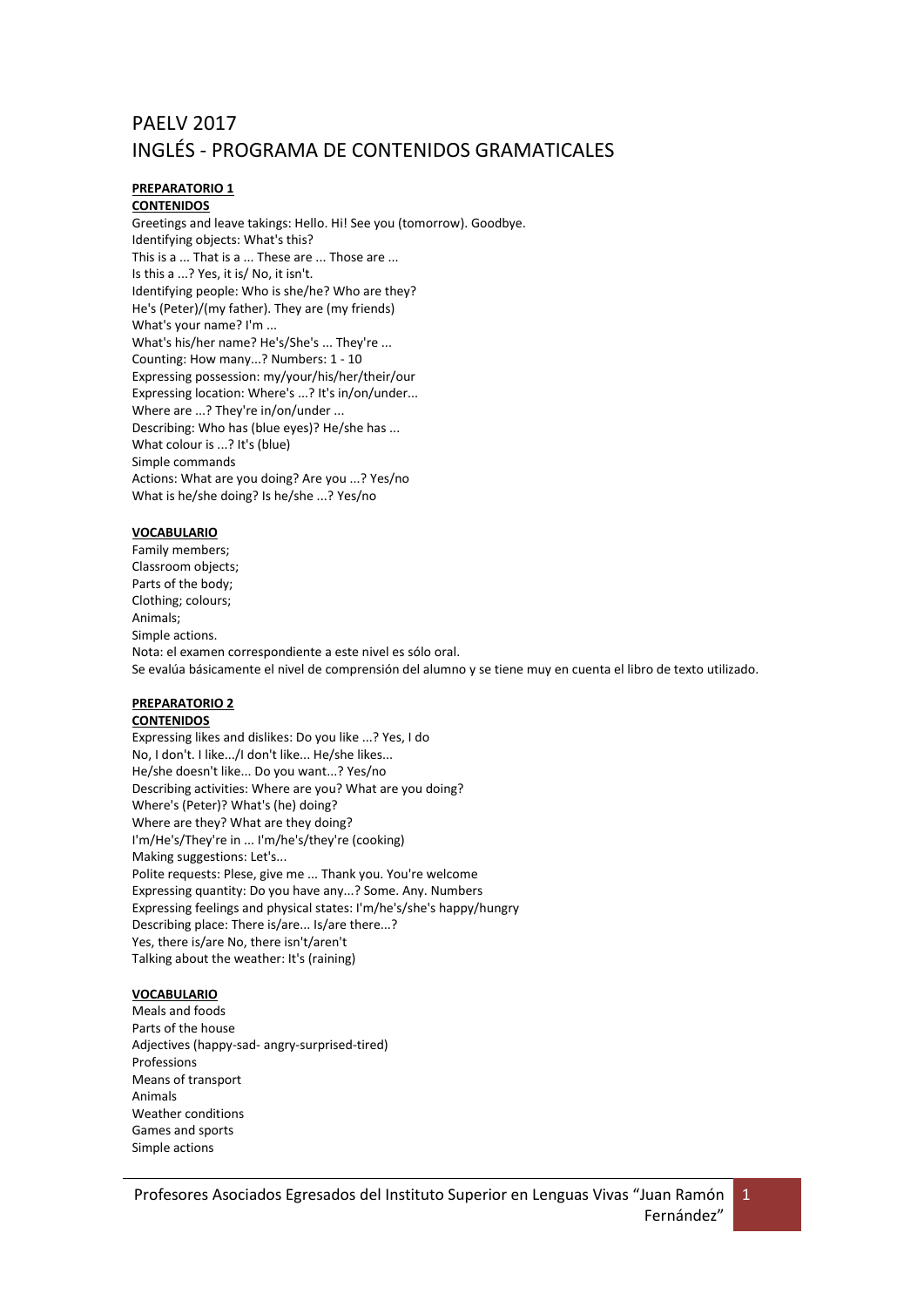# PAELV 2017
# INGLÉS - PROGRAMA DE CONTENIDOS GRAMATICALES

**PREPARATORIO 1**

**CONTENIDOS**

Greetings and leave takings: Hello. Hi! See you (tomorrow). Goodbye.
Identifying objects: What's this?
This is a ... That is a ... These are ... Those are ...
Is this a ...? Yes, it is/ No, it isn't.
Identifying people: Who is she/he? Who are they?
He's (Peter)/(my father). They are (my friends)
What's your name? I'm ...
What's his/her name? He's/She's ... They're ...
Counting: How many...? Numbers: 1 - 10
Expressing possession: my/your/his/her/their/our
Expressing location: Where's ...? It's in/on/under...
Where are ...? They're in/on/under ...
Describing: Who has (blue eyes)? He/she has ...
What colour is ...? It's (blue)
Simple commands
Actions: What are you doing? Are you ...? Yes/no
What is he/she doing? Is he/she ...? Yes/no

**VOCABULARIO**

Family members;
Classroom objects;
Parts of the body;
Clothing; colours;
Animals;
Simple actions.
Nota: el examen correspondiente a este nivel es sólo oral.
Se evalúa básicamente el nivel de comprensión del alumno y se tiene muy en cuenta el libro de texto utilizado.

**PREPARATORIO 2**

**CONTENIDOS**

Expressing likes and dislikes: Do you like ...? Yes, I do
No, I don't. I like.../I don't like... He/she likes...
He/she doesn't like... Do you want...? Yes/no
Describing activities: Where are you? What are you doing?
Where's (Peter)? What's (he) doing?
Where are they? What are they doing?
I'm/He's/They're in ... I'm/he's/they're (cooking)
Making suggestions: Let's...
Polite requests: Plese, give me ... Thank you. You're welcome
Expressing quantity: Do you have any...? Some. Any. Numbers
Expressing feelings and physical states: I'm/he's/she's happy/hungry
Describing place: There is/are... Is/are there...?
Yes, there is/are No, there isn't/aren't
Talking about the weather: It's (raining)

**VOCABULARIO**

Meals and foods
Parts of the house
Adjectives (happy-sad- angry-surprised-tired)
Professions
Means of transport
Animals
Weather conditions
Games and sports
Simple actions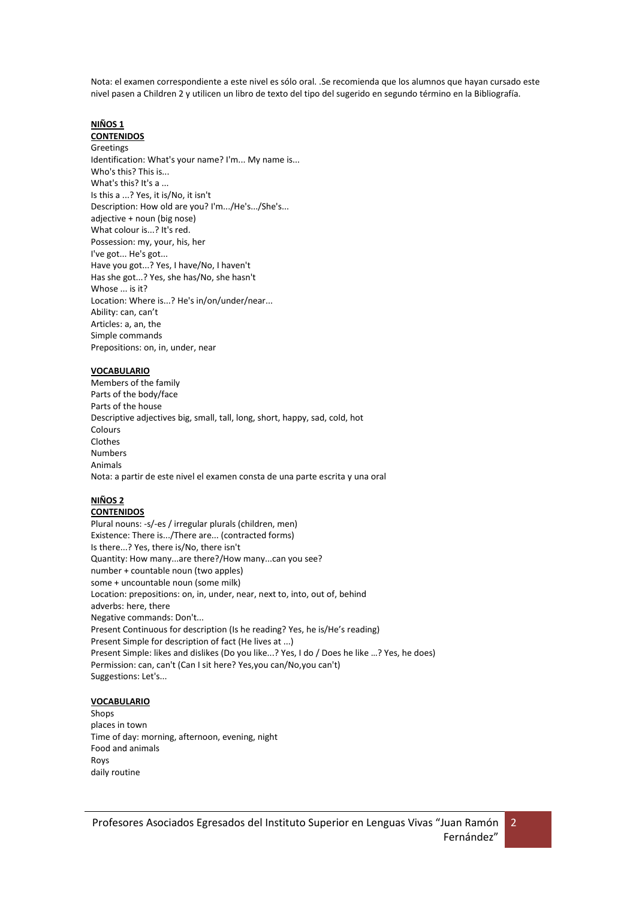Nota: el examen correspondiente a este nivel es sólo oral. .Se recomienda que los alumnos que hayan cursado este nivel pasen a Children 2 y utilicen un libro de texto del tipo del sugerido en segundo término en la Bibliografía.

## NIÑOS 1

### CONTENIDOS

Greetings
Identification: What's your name? I'm... My name is...
Who's this? This is...
What's this? It's a ...
Is this a ...? Yes, it is/No, it isn't
Description: How old are you? I'm.../He's.../She's...
adjective + noun (big nose)
What colour is...? It's red.
Possession: my, your, his, her
I've got... He's got...
Have you got...? Yes, I have/No, I haven't
Has she got...? Yes, she has/No, she hasn't
Whose ... is it?
Location: Where is...? He's in/on/under/near...
Ability: can, can't
Articles: a, an, the
Simple commands
Prepositions: on, in, under, near

### VOCABULARIO

Members of the family
Parts of the body/face
Parts of the house
Descriptive adjectives big, small, tall, long, short, happy, sad, cold, hot
Colours
Clothes
Numbers
Animals
Nota: a partir de este nivel el examen consta de una parte escrita y una oral

## NIÑOS 2

### CONTENIDOS

Plural nouns: -s/-es / irregular plurals (children, men)
Existence: There is.../There are... (contracted forms)
Is there...? Yes, there is/No, there isn't
Quantity: How many...are there?/How many...can you see?
number + countable noun (two apples)
some + uncountable noun (some milk)
Location: prepositions: on, in, under, near, next to, into, out of, behind
adverbs: here, there
Negative commands: Don't...
Present Continuous for description (Is he reading? Yes, he is/He's reading)
Present Simple for description of fact (He lives at ...)
Present Simple: likes and dislikes (Do you like...? Yes, I do / Does he like ...? Yes, he does)
Permission: can, can't (Can I sit here? Yes,you can/No,you can't)
Suggestions: Let's...

### VOCABULARIO

Shops
places in town
Time of day: morning, afternoon, evening, night
Food and animals
Roys
daily routine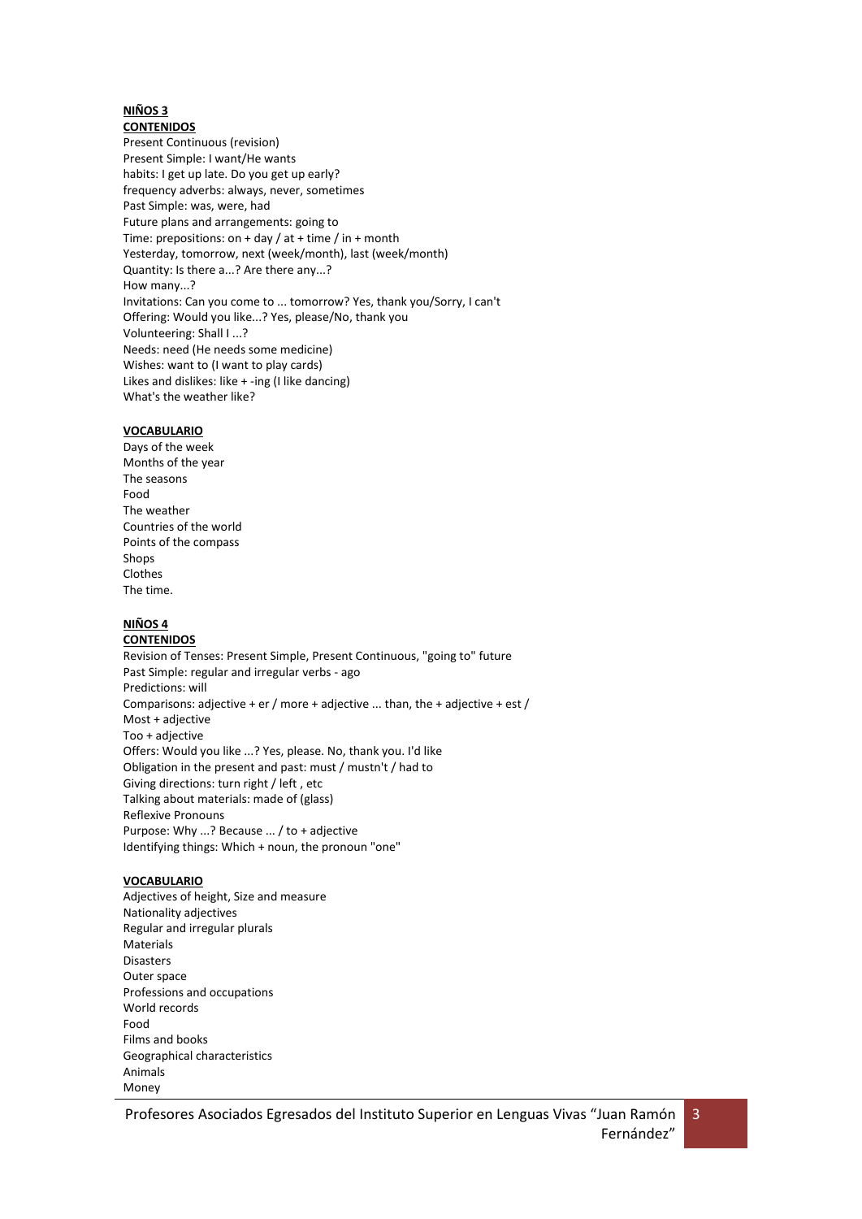**NIÑOS 3**

**CONTENIDOS**

Present Continuous (revision)
Present Simple: I want/He wants
habits: I get up late. Do you get up early?
frequency adverbs: always, never, sometimes
Past Simple: was, were, had
Future plans and arrangements: going to
Time: prepositions: on + day / at + time / in + month
Yesterday, tomorrow, next (week/month), last (week/month)
Quantity: Is there a...? Are there any...?
How many...?
Invitations: Can you come to ... tomorrow? Yes, thank you/Sorry, I can't
Offering: Would you like...? Yes, please/No, thank you
Volunteering: Shall I ...?
Needs: need (He needs some medicine)
Wishes: want to (I want to play cards)
Likes and dislikes: like + -ing (I like dancing)
What's the weather like?

**VOCABULARIO**

Days of the week
Months of the year
The seasons
Food
The weather
Countries of the world
Points of the compass
Shops
Clothes
The time.

**NIÑOS 4**

**CONTENIDOS**

Revision of Tenses: Present Simple, Present Continuous, "going to" future
Past Simple: regular and irregular verbs - ago
Predictions: will
Comparisons: adjective + er / more + adjective ... than, the + adjective + est /
Most + adjective
Too + adjective
Offers: Would you like ...? Yes, please. No, thank you. I'd like
Obligation in the present and past: must / mustn't / had to
Giving directions: turn right / left , etc
Talking about materials: made of (glass)
Reflexive Pronouns
Purpose: Why ...? Because ... / to + adjective
Identifying things: Which + noun, the pronoun "one"

**VOCABULARIO**

Adjectives of height, Size and measure
Nationality adjectives
Regular and irregular plurals
Materials
Disasters
Outer space
Professions and occupations
World records
Food
Films and books
Geographical characteristics
Animals
Money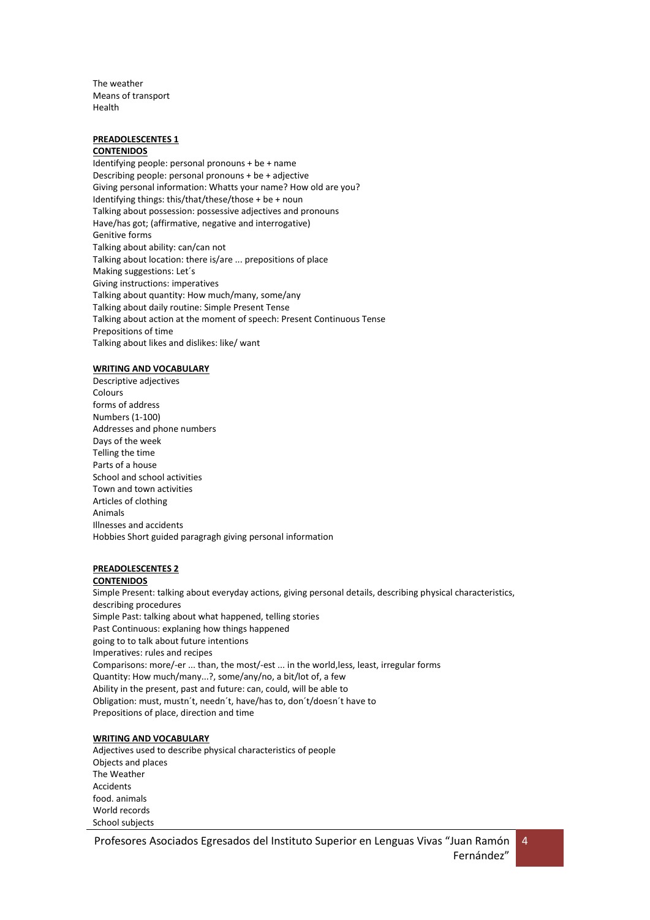The weather
Means of transport
Health

**PREADOLESCENTES 1**

**CONTENIDOS**

Identifying people: personal pronouns + be + name
Describing people: personal pronouns + be + adjective
Giving personal information: Whatts your name? How old are you?
Identifying things: this/that/these/those + be + noun
Talking about possession: possessive adjectives and pronouns
Have/has got; (affirmative, negative and interrogative)
Genitive forms
Talking about ability: can/can not
Talking about location: there is/are ... prepositions of place
Making suggestions: Let´s
Giving instructions: imperatives
Talking about quantity: How much/many, some/any
Talking about daily routine: Simple Present Tense
Talking about action at the moment of speech: Present Continuous Tense
Prepositions of time
Talking about likes and dislikes: like/ want

**WRITING AND VOCABULARY**

Descriptive adjectives
Colours
forms of address
Numbers (1-100)
Addresses and phone numbers
Days of the week
Telling the time
Parts of a house
School and school activities
Town and town activities
Articles of clothing
Animals
Illnesses and accidents
Hobbies Short guided paragragh giving personal information

**PREADOLESCENTES 2**

**CONTENIDOS**

Simple Present: talking about everyday actions, giving personal details, describing physical characteristics, describing procedures
Simple Past: talking about what happened, telling stories
Past Continuous: explaning how things happened
going to to talk about future intentions
Imperatives: rules and recipes
Comparisons: more/-er ... than, the most/-est ... in the world,less, least, irregular forms
Quantity: How much/many...?, some/any/no, a bit/lot of, a few
Ability in the present, past and future: can, could, will be able to
Obligation: must, mustn´t, needn´t, have/has to, don´t/doesn´t have to
Prepositions of place, direction and time

**WRITING AND VOCABULARY**

Adjectives used to describe physical characteristics of people
Objects and places
The Weather
Accidents
food. animals
World records
School subjects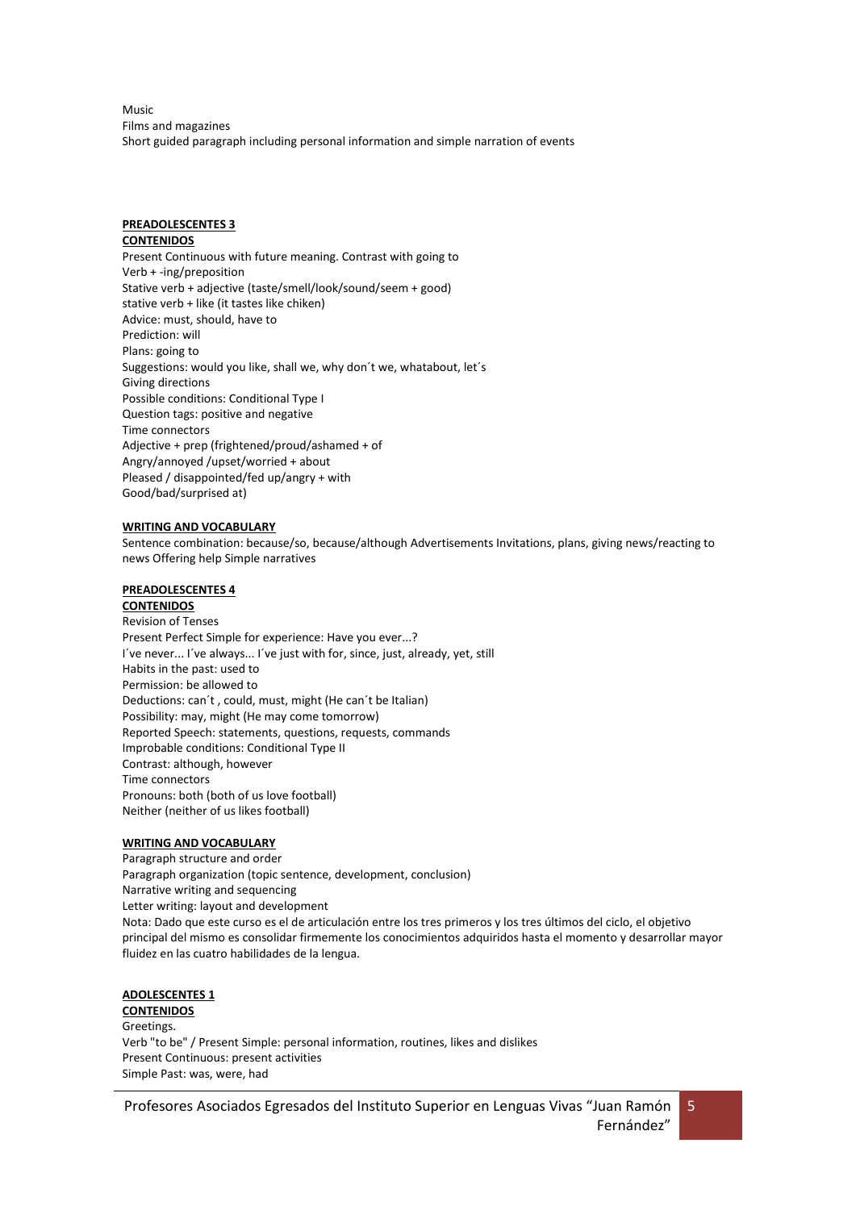Music
Films and magazines
Short guided paragraph including personal information and simple narration of events

**PREADOLESCENTES 3**

**CONTENIDOS**

Present Continuous with future meaning. Contrast with going to
Verb + -ing/preposition
Stative verb + adjective (taste/smell/look/sound/seem + good)
stative verb + like (it tastes like chiken)
Advice: must, should, have to
Prediction: will
Plans: going to
Suggestions: would you like, shall we, why don´t we, whatabout, let´s
Giving directions
Possible conditions: Conditional Type I
Question tags: positive and negative
Time connectors
Adjective + prep (frightened/proud/ashamed + of
Angry/annoyed /upset/worried + about
Pleased / disappointed/fed up/angry + with
Good/bad/surprised at)

**WRITING AND VOCABULARY**

Sentence combination: because/so, because/although Advertisements Invitations, plans, giving news/reacting to news Offering help Simple narratives

**PREADOLESCENTES 4**

**CONTENIDOS**

Revision of Tenses
Present Perfect Simple for experience: Have you ever...?
I´ve never... I´ve always... I´ve just with for, since, just, already, yet, still
Habits in the past: used to
Permission: be allowed to
Deductions: can´t , could, must, might (He can´t be Italian)
Possibility: may, might (He may come tomorrow)
Reported Speech: statements, questions, requests, commands
Improbable conditions: Conditional Type II
Contrast: although, however
Time connectors
Pronouns: both (both of us love football)
Neither (neither of us likes football)

**WRITING AND VOCABULARY**

Paragraph structure and order
Paragraph organization (topic sentence, development, conclusion)
Narrative writing and sequencing
Letter writing: layout and development
Nota: Dado que este curso es el de articulación entre los tres primeros y los tres últimos del ciclo, el objetivo principal del mismo es consolidar firmemente los conocimientos adquiridos hasta el momento y desarrollar mayor fluidez en las cuatro habilidades de la lengua.

**ADOLESCENTES 1**

**CONTENIDOS**

Greetings.
Verb "to be" / Present Simple: personal information, routines, likes and dislikes
Present Continuous: present activities
Simple Past: was, were, had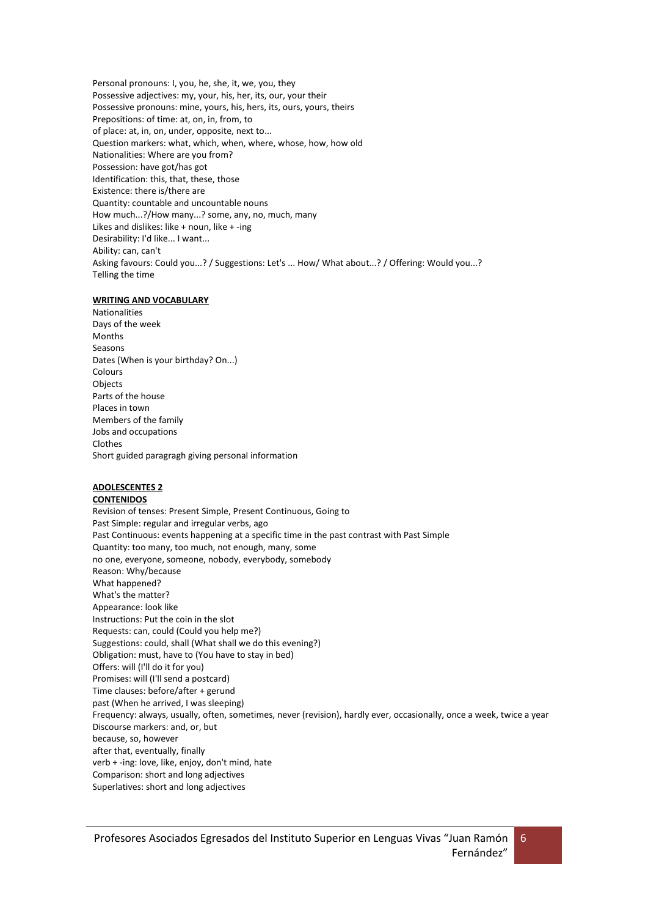Personal pronouns: I, you, he, she, it, we, you, they
Possessive adjectives: my, your, his, her, its, our, your their
Possessive pronouns: mine, yours, his, hers, its, ours, yours, theirs
Prepositions: of time: at, on, in, from, to
of place: at, in, on, under, opposite, next to...
Question markers: what, which, when, where, whose, how, how old
Nationalities: Where are you from?
Possession: have got/has got
Identification: this, that, these, those
Existence: there is/there are
Quantity: countable and uncountable nouns
How much...?/How many...? some, any, no, much, many
Likes and dislikes: like + noun, like + -ing
Desirability: I'd like... I want...
Ability: can, can't
Asking favours: Could you...? / Suggestions: Let's ... How/ What about...? / Offering: Would you...?
Telling the time

**WRITING AND VOCABULARY**

Nationalities
Days of the week
Months
Seasons
Dates (When is your birthday? On...)
Colours
Objects
Parts of the house
Places in town
Members of the family
Jobs and occupations
Clothes
Short guided paragragh giving personal information

**ADOLESCENTES 2**

**CONTENIDOS**

Revision of tenses: Present Simple, Present Continuous, Going to
Past Simple: regular and irregular verbs, ago
Past Continuous: events happening at a specific time in the past contrast with Past Simple
Quantity: too many, too much, not enough, many, some
no one, everyone, someone, nobody, everybody, somebody
Reason: Why/because
What happened?
What's the matter?
Appearance: look like
Instructions: Put the coin in the slot
Requests: can, could (Could you help me?)
Suggestions: could, shall (What shall we do this evening?)
Obligation: must, have to (You have to stay in bed)
Offers: will (I'll do it for you)
Promises: will (I'll send a postcard)
Time clauses: before/after + gerund
past (When he arrived, I was sleeping)
Frequency: always, usually, often, sometimes, never (revision), hardly ever, occasionally, once a week, twice a year
Discourse markers: and, or, but
because, so, however
after that, eventually, finally
verb + -ing: love, like, enjoy, don't mind, hate
Comparison: short and long adjectives
Superlatives: short and long adjectives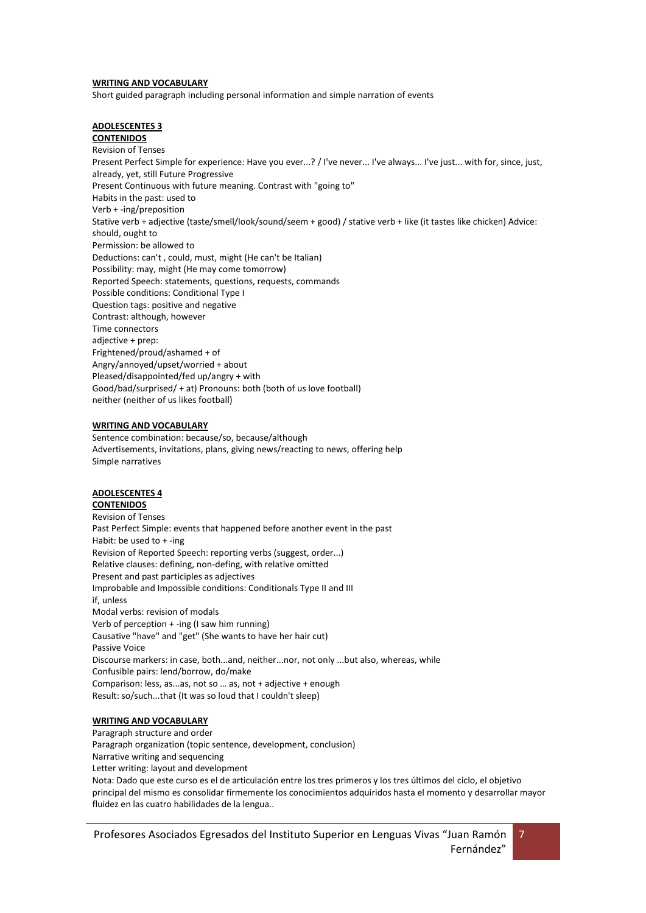**WRITING AND VOCABULARY**

Short guided paragraph including personal information and simple narration of events

**ADOLESCENTES 3**

**CONTENIDOS**

Revision of Tenses
Present Perfect Simple for experience: Have you ever...? / I've never... I've always... I've just... with for, since, just, already, yet, still Future Progressive
Present Continuous with future meaning. Contrast with "going to"
Habits in the past: used to
Verb + -ing/preposition
Stative verb + adjective (taste/smell/look/sound/seem + good) / stative verb + like (it tastes like chicken) Advice: should, ought to
Permission: be allowed to
Deductions: can't , could, must, might (He can't be Italian)
Possibility: may, might (He may come tomorrow)
Reported Speech: statements, questions, requests, commands
Possible conditions: Conditional Type I
Question tags: positive and negative
Contrast: although, however
Time connectors
adjective + prep:
Frightened/proud/ashamed + of
Angry/annoyed/upset/worried + about
Pleased/disappointed/fed up/angry + with
Good/bad/surprised/ + at) Pronouns: both (both of us love football)
neither (neither of us likes football)

**WRITING AND VOCABULARY**

Sentence combination: because/so, because/although
Advertisements, invitations, plans, giving news/reacting to news, offering help
Simple narratives

**ADOLESCENTES 4**

**CONTENIDOS**

Revision of Tenses
Past Perfect Simple: events that happened before another event in the past
Habit: be used to + -ing
Revision of Reported Speech: reporting verbs (suggest, order...)
Relative clauses: defining, non-defing, with relative omitted
Present and past participles as adjectives
Improbable and Impossible conditions: Conditionals Type II and III
if, unless
Modal verbs: revision of modals
Verb of perception + -ing (I saw him running)
Causative "have" and "get" (She wants to have her hair cut)
Passive Voice
Discourse markers: in case, both...and, neither...nor, not only ...but also, whereas, while
Confusible pairs: lend/borrow, do/make
Comparison: less, as...as, not so … as, not + adjective + enough
Result: so/such...that (It was so loud that I couldn't sleep)

**WRITING AND VOCABULARY**

Paragraph structure and order
Paragraph organization (topic sentence, development, conclusion)
Narrative writing and sequencing
Letter writing: layout and development
Nota: Dado que este curso es el de articulación entre los tres primeros y los tres últimos del ciclo, el objetivo principal del mismo es consolidar firmemente los conocimientos adquiridos hasta el momento y desarrollar mayor fluidez en las cuatro habilidades de la lengua..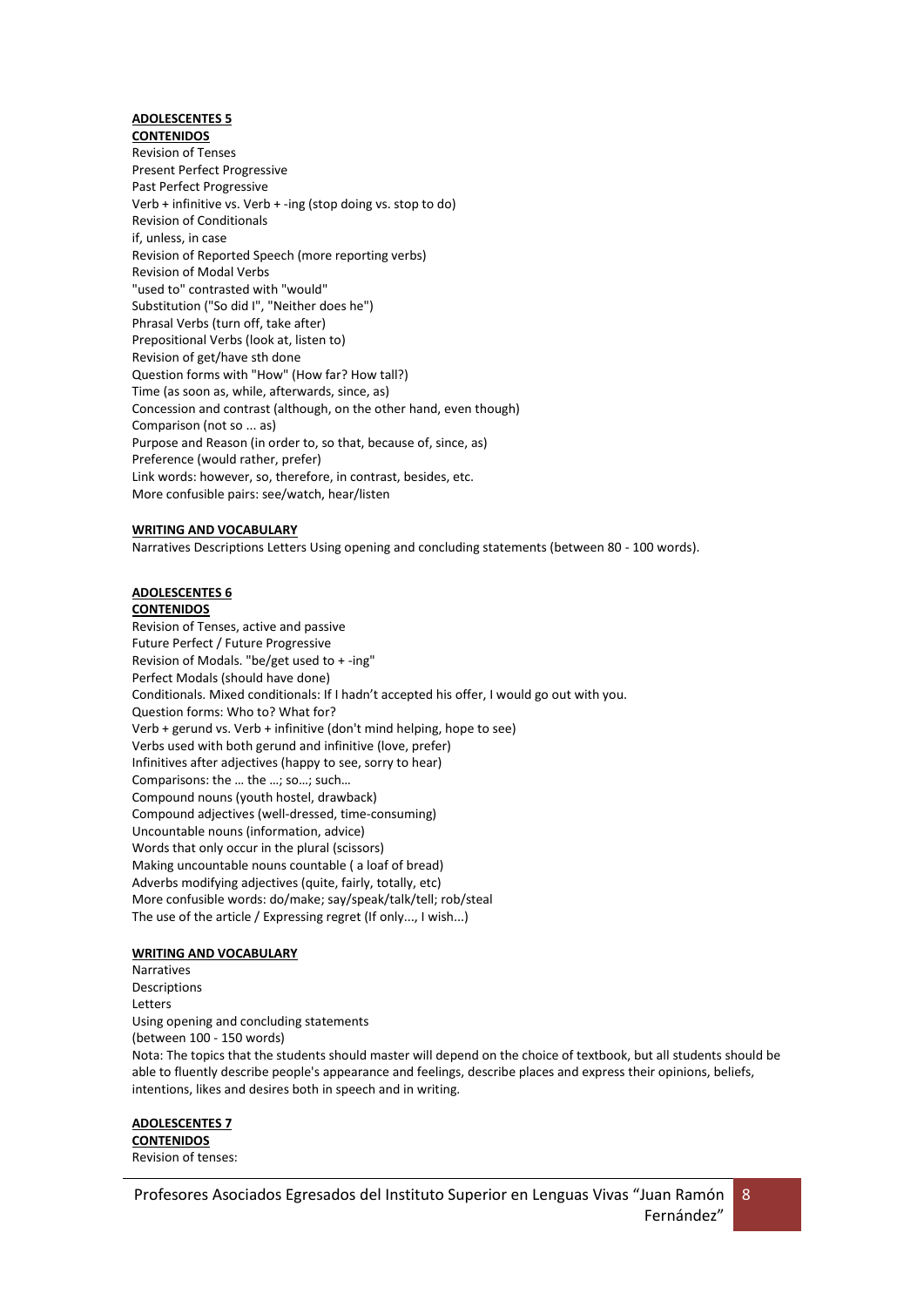**ADOLESCENTES 5**

**CONTENIDOS**

Revision of Tenses
Present Perfect Progressive
Past Perfect Progressive
Verb + infinitive vs. Verb + -ing (stop doing vs. stop to do)
Revision of Conditionals
if, unless, in case
Revision of Reported Speech (more reporting verbs)
Revision of Modal Verbs
"used to" contrasted with "would"
Substitution ("So did I", "Neither does he")
Phrasal Verbs (turn off, take after)
Prepositional Verbs (look at, listen to)
Revision of get/have sth done
Question forms with "How" (How far? How tall?)
Time (as soon as, while, afterwards, since, as)
Concession and contrast (although, on the other hand, even though)
Comparison (not so ... as)
Purpose and Reason (in order to, so that, because of, since, as)
Preference (would rather, prefer)
Link words: however, so, therefore, in contrast, besides, etc.
More confusible pairs: see/watch, hear/listen

**WRITING AND VOCABULARY**

Narratives Descriptions Letters Using opening and concluding statements (between 80 - 100 words).

**ADOLESCENTES 6**

**CONTENIDOS**

Revision of Tenses, active and passive
Future Perfect / Future Progressive
Revision of Modals. "be/get used to + -ing"
Perfect Modals (should have done)
Conditionals. Mixed conditionals: If I hadn't accepted his offer, I would go out with you.
Question forms: Who to? What for?
Verb + gerund vs. Verb + infinitive (don't mind helping, hope to see)
Verbs used with both gerund and infinitive (love, prefer)
Infinitives after adjectives (happy to see, sorry to hear)
Comparisons: the … the …; so…; such…
Compound nouns (youth hostel, drawback)
Compound adjectives (well-dressed, time-consuming)
Uncountable nouns (information, advice)
Words that only occur in the plural (scissors)
Making uncountable nouns countable ( a loaf of bread)
Adverbs modifying adjectives (quite, fairly, totally, etc)
More confusible words: do/make; say/speak/talk/tell; rob/steal
The use of the article / Expressing regret (If only..., I wish...)

**WRITING AND VOCABULARY**

Narratives
Descriptions
Letters
Using opening and concluding statements
(between 100 - 150 words)
Nota: The topics that the students should master will depend on the choice of textbook, but all students should be able to fluently describe people's appearance and feelings, describe places and express their opinions, beliefs, intentions, likes and desires both in speech and in writing.

**ADOLESCENTES 7**

**CONTENIDOS**

Revision of tenses: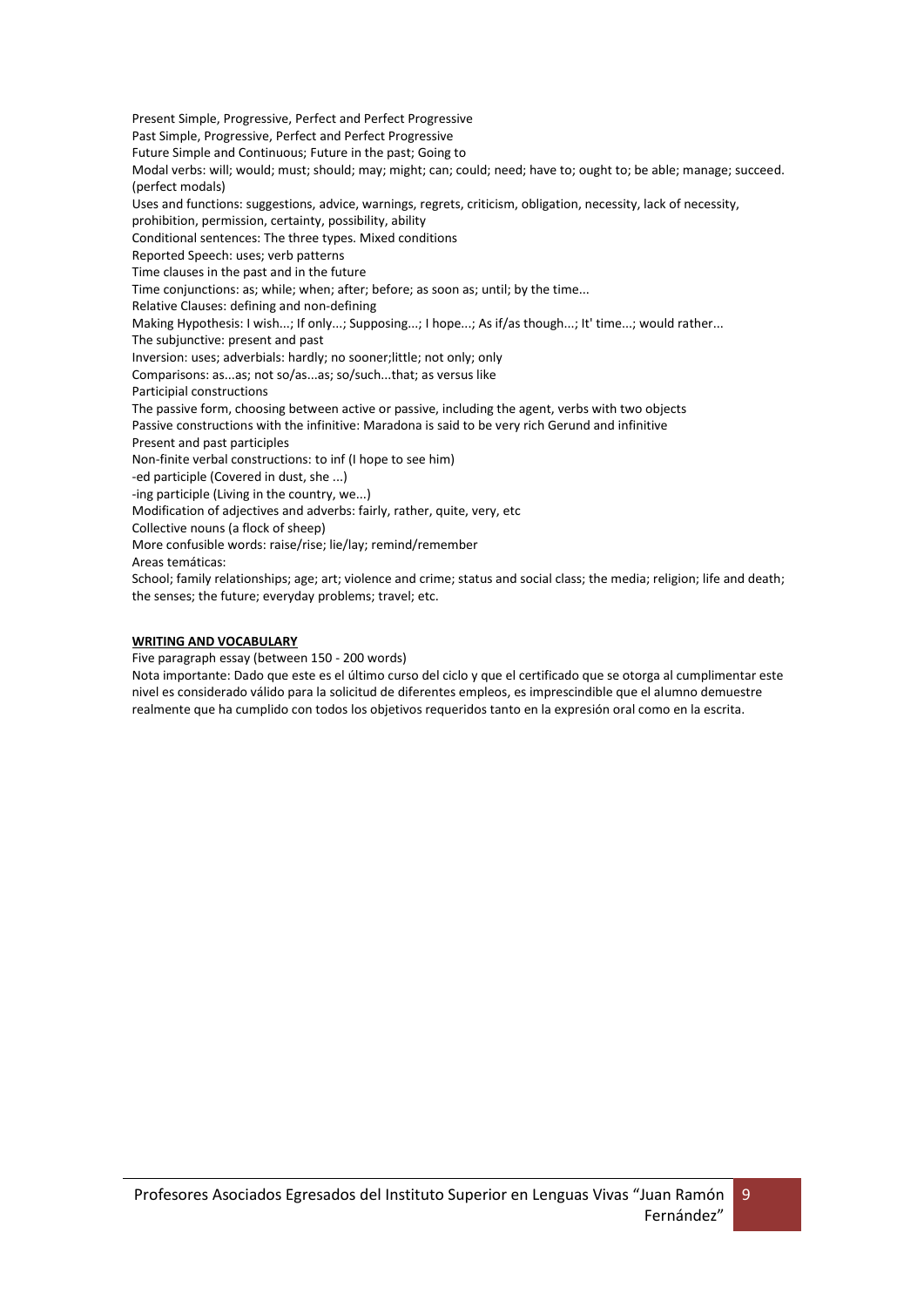Present Simple, Progressive, Perfect and Perfect Progressive
Past Simple, Progressive, Perfect and Perfect Progressive
Future Simple and Continuous; Future in the past; Going to
Modal verbs: will; would; must; should; may; might; can; could; need; have to; ought to; be able; manage; succeed. (perfect modals)
Uses and functions: suggestions, advice, warnings, regrets, criticism, obligation, necessity, lack of necessity, prohibition, permission, certainty, possibility, ability
Conditional sentences: The three types. Mixed conditions
Reported Speech: uses; verb patterns
Time clauses in the past and in the future
Time conjunctions: as; while; when; after; before; as soon as; until; by the time...
Relative Clauses: defining and non-defining
Making Hypothesis: I wish...; If only...; Supposing...; I hope...; As if/as though...; It' time...; would rather...
The subjunctive: present and past
Inversion: uses; adverbials: hardly; no sooner;little; not only; only
Comparisons: as...as; not so/as...as; so/such...that; as versus like
Participial constructions
The passive form, choosing between active or passive, including the agent, verbs with two objects
Passive constructions with the infinitive: Maradona is said to be very rich Gerund and infinitive
Present and past participles
Non-finite verbal constructions: to inf (I hope to see him)
-ed participle (Covered in dust, she ...)
-ing participle (Living in the country, we...)
Modification of adjectives and adverbs: fairly, rather, quite, very, etc
Collective nouns (a flock of sheep)
More confusible words: raise/rise; lie/lay; remind/remember
Areas temáticas:
School; family relationships; age; art; violence and crime; status and social class; the media; religion; life and death; the senses; the future; everyday problems; travel; etc.

**WRITING AND VOCABULARY**

Five paragraph essay (between 150 - 200 words)
Nota importante: Dado que este es el último curso del ciclo y que el certificado que se otorga al cumplimentar este nivel es considerado válido para la solicitud de diferentes empleos, es imprescindible que el alumno demuestre realmente que ha cumplido con todos los objetivos requeridos tanto en la expresión oral como en la escrita.